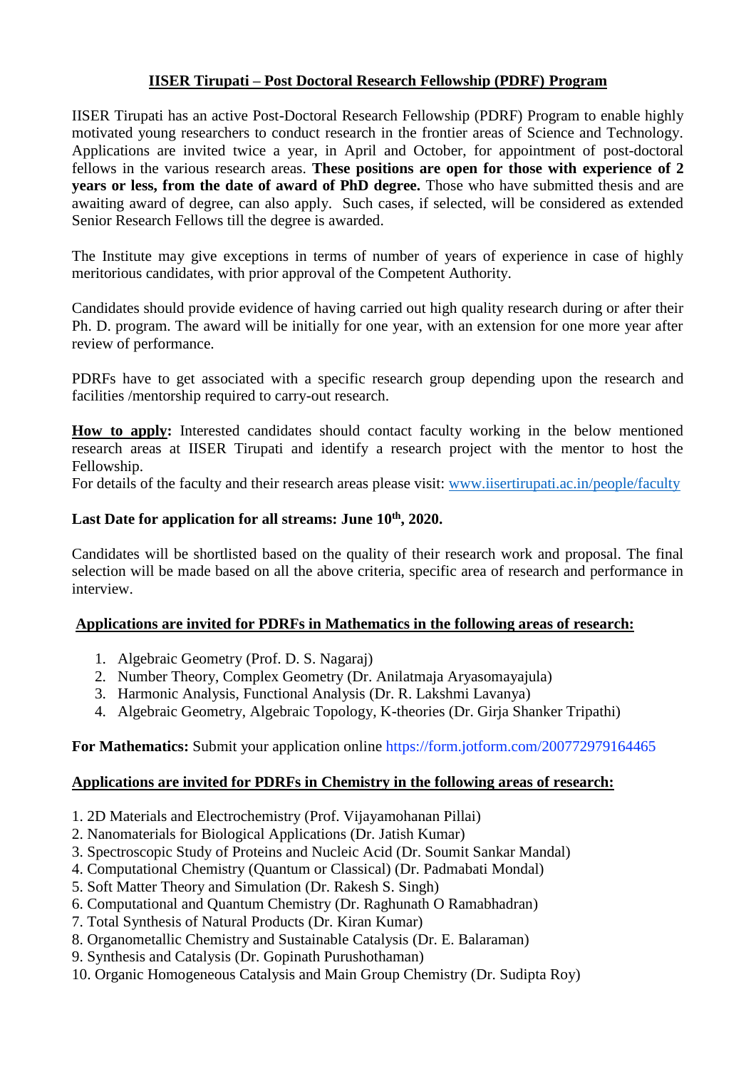# IISER Tirupati – Post Doctoral Research Fellowship (PDRF) Program

IISER Tirupati has an active Post-Doctoral Research Fellowship (PDRF) Program to enable highly motivated young researchers to conduct research in the frontier areas of Science and Technology. Applications are invited twice a year, in April and October, for appointment of post-doctoral fellows in the various research areas. **These positions are open for those with experience of 2 years or less, from the date of award of PhD degree.** Those who have submitted thesis and are awaiting award of degree, can also apply. Such cases, if selected, will be considered as extended Senior Research Fellows till the degree is awarded.

The Institute may give exceptions in terms of number of years of experience in case of highly meritorious candidates, with prior approval of the Competent Authority.

Candidates should provide evidence of having carried out high quality research during or after their Ph. D. program. The award will be initially for one year, with an extension for one more year after review of performance.

PDRFs have to get associated with a specific research group depending upon the research and facilities /mentorship required to carry-out research.

**How to apply:** Interested candidates should contact faculty working in the below mentioned research areas at IISER Tirupati and identify a research project with the mentor to host the Fellowship.
For details of the faculty and their research areas please visit: www.iisertirupati.ac.in/people/faculty

**Last Date for application for all streams: June 10th, 2020.**

Candidates will be shortlisted based on the quality of their research work and proposal. The final selection will be made based on all the above criteria, specific area of research and performance in interview.

## Applications are invited for PDRFs in Mathematics in the following areas of research:

1. Algebraic Geometry (Prof. D. S. Nagaraj)
2. Number Theory, Complex Geometry (Dr. Anilatmaja Aryasomayajula)
3. Harmonic Analysis, Functional Analysis (Dr. R. Lakshmi Lavanya)
4. Algebraic Geometry, Algebraic Topology, K-theories (Dr. Girja Shanker Tripathi)

**For Mathematics:** Submit your application online https://form.jotform.com/200772979164465

## Applications are invited for PDRFs in Chemistry in the following areas of research:

1. 2D Materials and Electrochemistry (Prof. Vijayamohanan Pillai)
2. Nanomaterials for Biological Applications (Dr. Jatish Kumar)
3. Spectroscopic Study of Proteins and Nucleic Acid (Dr. Soumit Sankar Mandal)
4. Computational Chemistry (Quantum or Classical) (Dr. Padmabati Mondal)
5. Soft Matter Theory and Simulation (Dr. Rakesh S. Singh)
6. Computational and Quantum Chemistry (Dr. Raghunath O Ramabhadran)
7. Total Synthesis of Natural Products (Dr. Kiran Kumar)
8. Organometallic Chemistry and Sustainable Catalysis (Dr. E. Balaraman)
9. Synthesis and Catalysis (Dr. Gopinath Purushothaman)
10. Organic Homogeneous Catalysis and Main Group Chemistry (Dr. Sudipta Roy)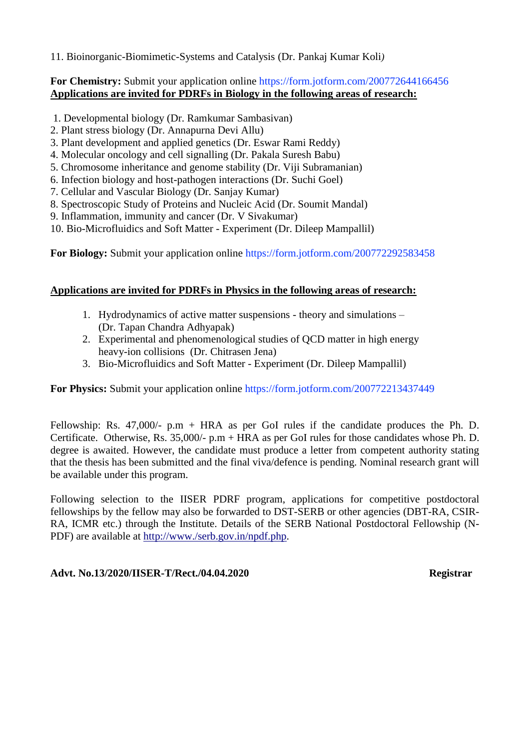11. Bioinorganic-Biomimetic-Systems and Catalysis (Dr. Pankaj Kumar Koli)

**For Chemistry:** Submit your application online https://form.jotform.com/200772644166456

**Applications are invited for PDRFs in Biology in the following areas of research:**

1. Developmental biology (Dr. Ramkumar Sambasivan)
2. Plant stress biology (Dr. Annapurna Devi Allu)
3. Plant development and applied genetics (Dr. Eswar Rami Reddy)
4. Molecular oncology and cell signalling (Dr. Pakala Suresh Babu)
5. Chromosome inheritance and genome stability (Dr. Viji Subramanian)
6. Infection biology and host-pathogen interactions (Dr. Suchi Goel)
7. Cellular and Vascular Biology (Dr. Sanjay Kumar)
8. Spectroscopic Study of Proteins and Nucleic Acid (Dr. Soumit Mandal)
9. Inflammation, immunity and cancer (Dr. V Sivakumar)
10. Bio-Microfluidics and Soft Matter - Experiment (Dr. Dileep Mampallil)

**For Biology:** Submit your application online https://form.jotform.com/200772292583458

**Applications are invited for PDRFs in Physics in the following areas of research:**

1. Hydrodynamics of active matter suspensions - theory and simulations – (Dr. Tapan Chandra Adhyapak)
2. Experimental and phenomenological studies of QCD matter in high energy heavy-ion collisions (Dr. Chitrasen Jena)
3. Bio-Microfluidics and Soft Matter - Experiment (Dr. Dileep Mampallil)

**For Physics:** Submit your application online https://form.jotform.com/200772213437449

Fellowship: Rs. 47,000/- p.m + HRA as per GoI rules if the candidate produces the Ph. D. Certificate. Otherwise, Rs. 35,000/- p.m + HRA as per GoI rules for those candidates whose Ph. D. degree is awaited. However, the candidate must produce a letter from competent authority stating that the thesis has been submitted and the final viva/defence is pending. Nominal research grant will be available under this program.

Following selection to the IISER PDRF program, applications for competitive postdoctoral fellowships by the fellow may also be forwarded to DST-SERB or other agencies (DBT-RA, CSIR-RA, ICMR etc.) through the Institute. Details of the SERB National Postdoctoral Fellowship (N-PDF) are available at http://www./serb.gov.in/npdf.php.

**Advt. No.13/2020/IISER-T/Rect./04.04.2020** **Registrar**